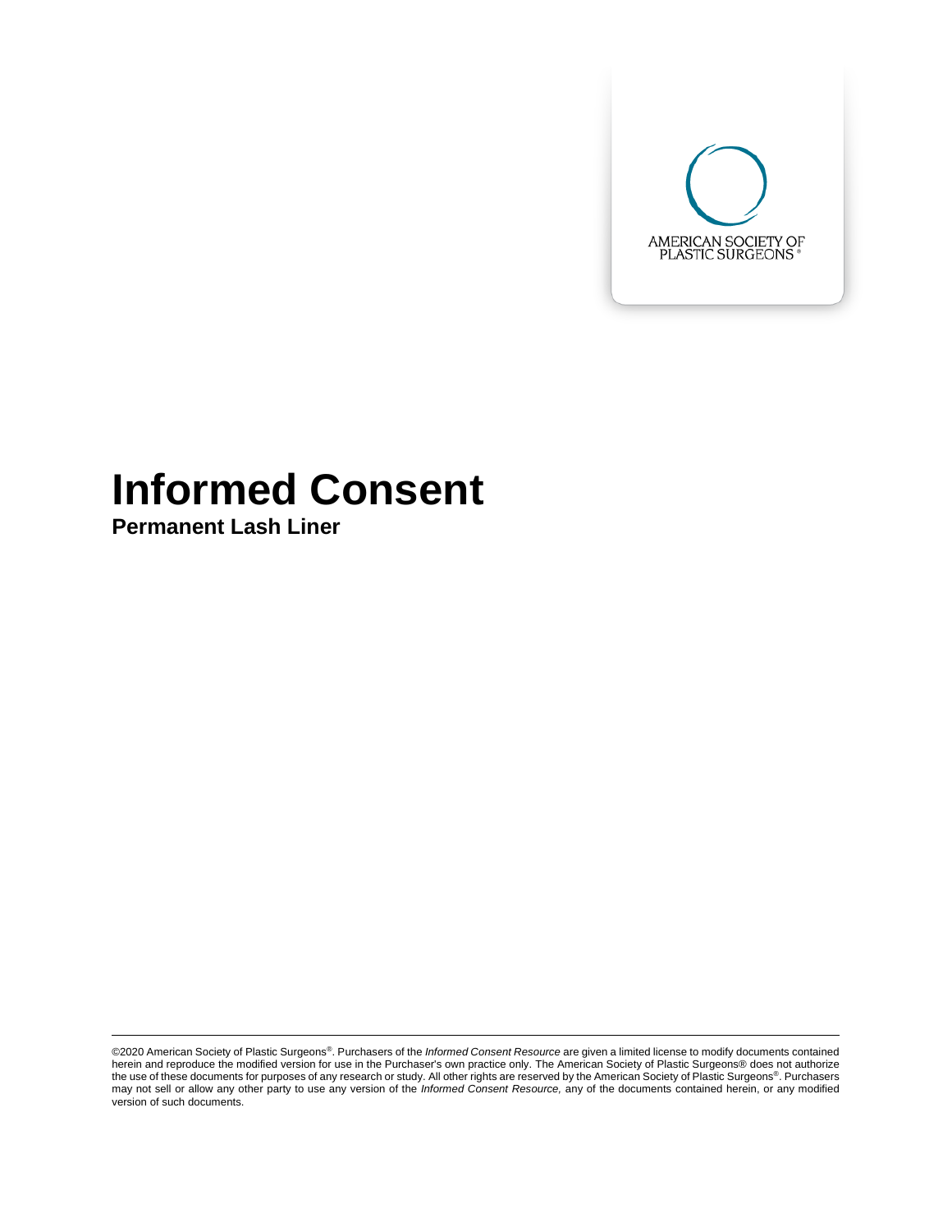AMERICAN SOCIETY OF PLASTIC SURGEONS®

# Informed Consent

## Permanent Lash Liner

©2020 American Society of Plastic Surgeons®. Purchasers of the *Informed Consent Resource* are given a limited license to modify documents contained herein and reproduce the modified version for use in the Purchaser's own practice only. The American Society of Plastic Surgeons® does not authorize the use of these documents for purposes of any research or study. All other rights are reserved by the American Society of Plastic Surgeons®. Purchasers may not sell or allow any other party to use any version of the *Informed Consent Resource,* any of the documents contained herein, or any modified version of such documents.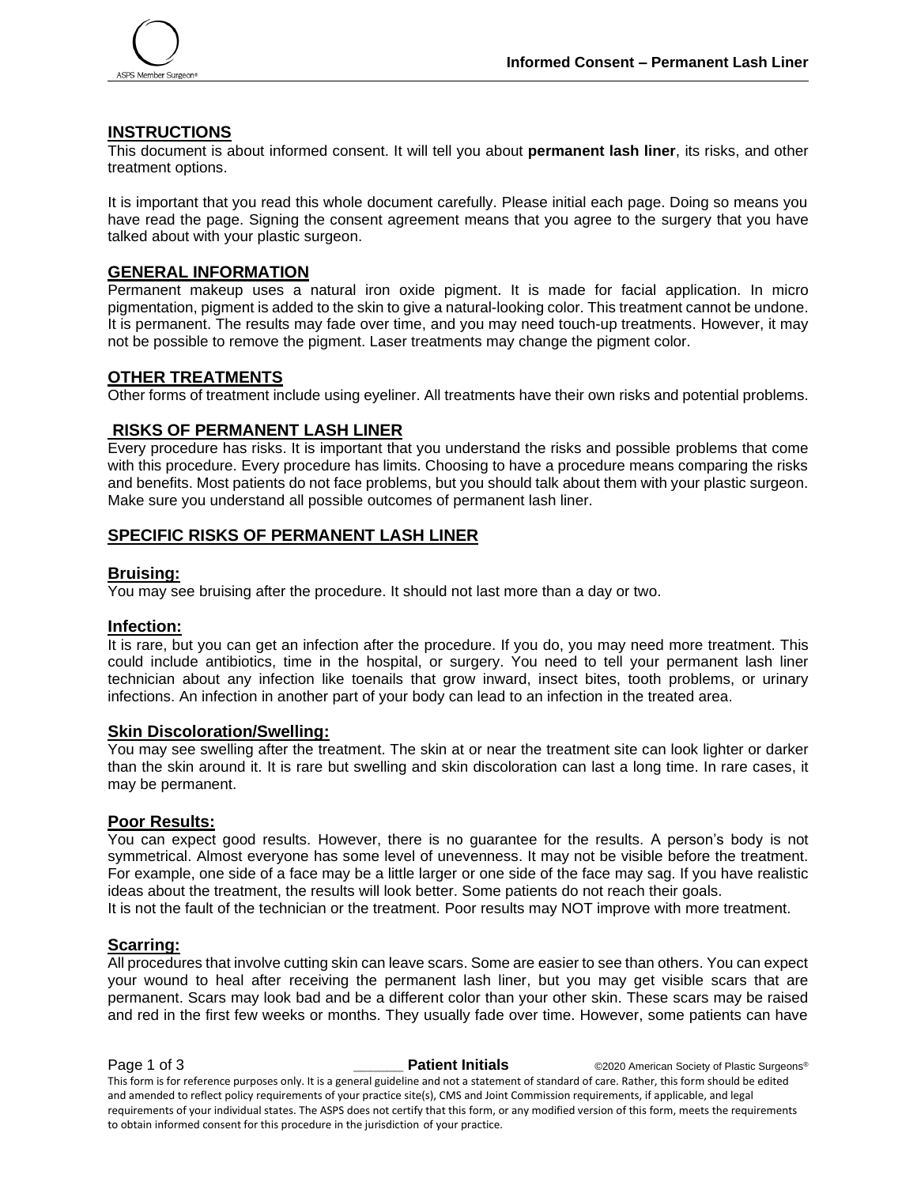## INSTRUCTIONS

This document is about informed consent. It will tell you about **permanent lash liner**, its risks, and other treatment options.

It is important that you read this whole document carefully. Please initial each page. Doing so means you have read the page. Signing the consent agreement means that you agree to the surgery that you have talked about with your plastic surgeon.

## GENERAL INFORMATION

Permanent makeup uses a natural iron oxide pigment. It is made for facial application. In micro pigmentation, pigment is added to the skin to give a natural-looking color. This treatment cannot be undone. It is permanent. The results may fade over time, and you may need touch-up treatments. However, it may not be possible to remove the pigment. Laser treatments may change the pigment color.

## OTHER TREATMENTS

Other forms of treatment include using eyeliner. All treatments have their own risks and potential problems.

## RISKS OF PERMANENT LASH LINER

Every procedure has risks. It is important that you understand the risks and possible problems that come with this procedure. Every procedure has limits. Choosing to have a procedure means comparing the risks and benefits. Most patients do not face problems, but you should talk about them with your plastic surgeon. Make sure you understand all possible outcomes of permanent lash liner.

## SPECIFIC RISKS OF PERMANENT LASH LINER

### Bruising:

You may see bruising after the procedure. It should not last more than a day or two.

### Infection:

It is rare, but you can get an infection after the procedure. If you do, you may need more treatment. This could include antibiotics, time in the hospital, or surgery. You need to tell your permanent lash liner technician about any infection like toenails that grow inward, insect bites, tooth problems, or urinary infections. An infection in another part of your body can lead to an infection in the treated area.

### Skin Discoloration/Swelling:

You may see swelling after the treatment. The skin at or near the treatment site can look lighter or darker than the skin around it. It is rare but swelling and skin discoloration can last a long time. In rare cases, it may be permanent.

### Poor Results:

You can expect good results. However, there is no guarantee for the results. A person's body is not symmetrical. Almost everyone has some level of unevenness. It may not be visible before the treatment. For example, one side of a face may be a little larger or one side of the face may sag. If you have realistic ideas about the treatment, the results will look better. Some patients do not reach their goals.
It is not the fault of the technician or the treatment. Poor results may NOT improve with more treatment.

### Scarring:

All procedures that involve cutting skin can leave scars. Some are easier to see than others. You can expect your wound to heal after receiving the permanent lash liner, but you may get visible scars that are permanent. Scars may look bad and be a different color than your other skin. These scars may be raised and red in the first few weeks or months. They usually fade over time. However, some patients can have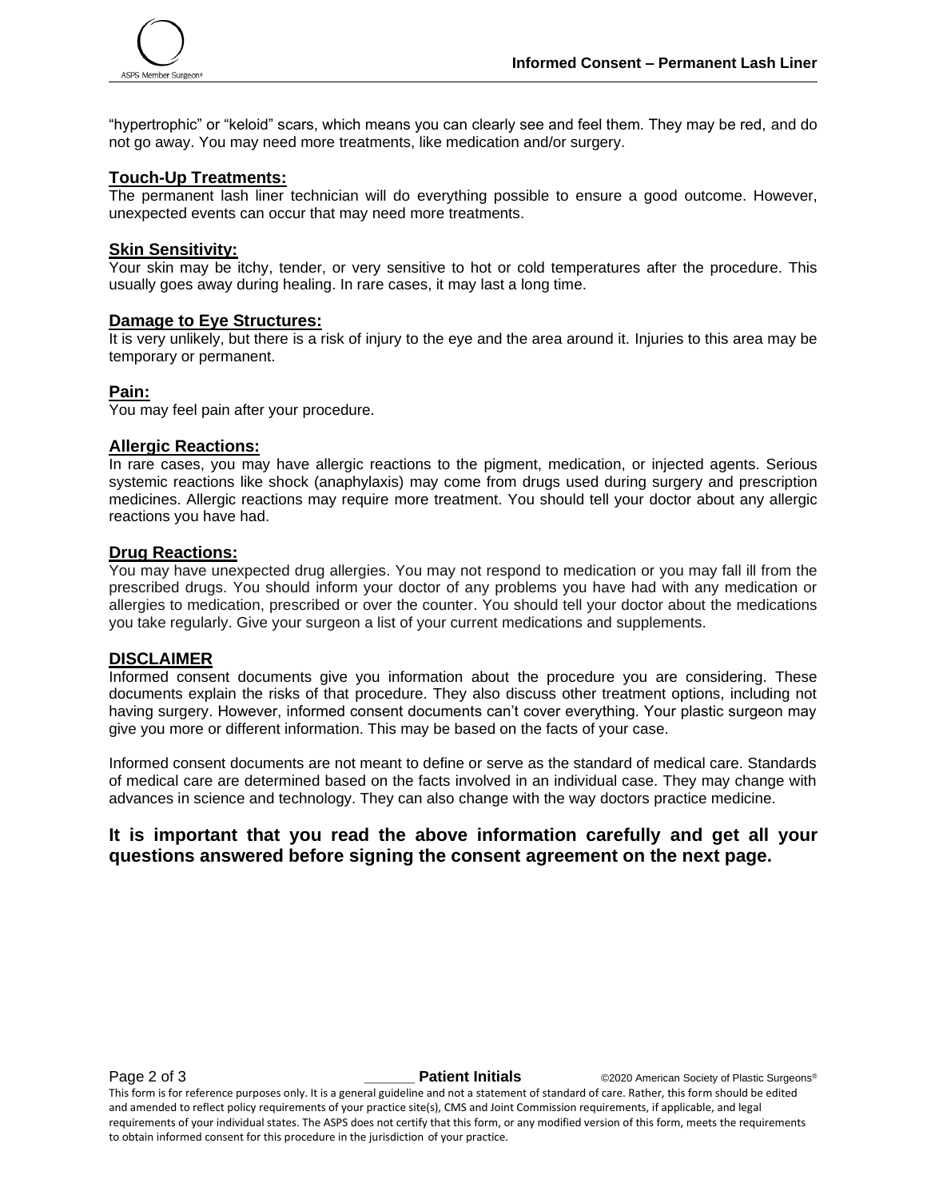"hypertrophic" or "keloid" scars, which means you can clearly see and feel them. They may be red, and do not go away. You may need more treatments, like medication and/or surgery.

## Touch-Up Treatments:

The permanent lash liner technician will do everything possible to ensure a good outcome. However, unexpected events can occur that may need more treatments.

## Skin Sensitivity:

Your skin may be itchy, tender, or very sensitive to hot or cold temperatures after the procedure. This usually goes away during healing. In rare cases, it may last a long time.

## Damage to Eye Structures:

It is very unlikely, but there is a risk of injury to the eye and the area around it. Injuries to this area may be temporary or permanent.

## Pain:

You may feel pain after your procedure.

## Allergic Reactions:

In rare cases, you may have allergic reactions to the pigment, medication, or injected agents. Serious systemic reactions like shock (anaphylaxis) may come from drugs used during surgery and prescription medicines. Allergic reactions may require more treatment. You should tell your doctor about any allergic reactions you have had.

## Drug Reactions:

You may have unexpected drug allergies. You may not respond to medication or you may fall ill from the prescribed drugs. You should inform your doctor of any problems you have had with any medication or allergies to medication, prescribed or over the counter. You should tell your doctor about the medications you take regularly. Give your surgeon a list of your current medications and supplements.

## DISCLAIMER

Informed consent documents give you information about the procedure you are considering. These documents explain the risks of that procedure. They also discuss other treatment options, including not having surgery. However, informed consent documents can't cover everything. Your plastic surgeon may give you more or different information. This may be based on the facts of your case.

Informed consent documents are not meant to define or serve as the standard of medical care. Standards of medical care are determined based on the facts involved in an individual case. They may change with advances in science and technology. They can also change with the way doctors practice medicine.

**It is important that you read the above information carefully and get all your questions answered before signing the consent agreement on the next page.**

______ **Patient Initials**

This form is for reference purposes only. It is a general guideline and not a statement of standard of care. Rather, this form should be edited and amended to reflect policy requirements of your practice site(s), CMS and Joint Commission requirements, if applicable, and legal requirements of your individual states. The ASPS does not certify that this form, or any modified version of this form, meets the requirements to obtain informed consent for this procedure in the jurisdiction of your practice.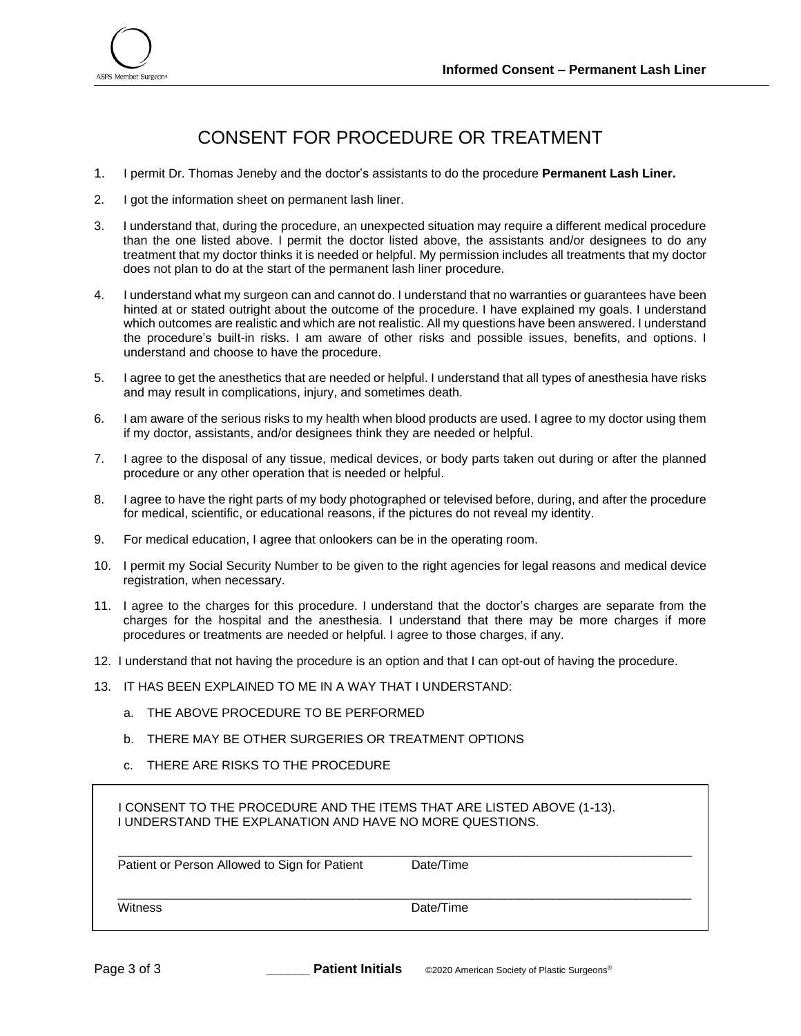# CONSENT FOR PROCEDURE OR TREATMENT

1. I permit Dr. Thomas Jeneby and the doctor's assistants to do the procedure **Permanent Lash Liner.**
2. I got the information sheet on permanent lash liner.
3. I understand that, during the procedure, an unexpected situation may require a different medical procedure than the one listed above. I permit the doctor listed above, the assistants and/or designees to do any treatment that my doctor thinks it is needed or helpful. My permission includes all treatments that my doctor does not plan to do at the start of the permanent lash liner procedure.
4. I understand what my surgeon can and cannot do. I understand that no warranties or guarantees have been hinted at or stated outright about the outcome of the procedure. I have explained my goals. I understand which outcomes are realistic and which are not realistic. All my questions have been answered. I understand the procedure's built-in risks. I am aware of other risks and possible issues, benefits, and options. I understand and choose to have the procedure.
5. I agree to get the anesthetics that are needed or helpful. I understand that all types of anesthesia have risks and may result in complications, injury, and sometimes death.
6. I am aware of the serious risks to my health when blood products are used. I agree to my doctor using them if my doctor, assistants, and/or designees think they are needed or helpful.
7. I agree to the disposal of any tissue, medical devices, or body parts taken out during or after the planned procedure or any other operation that is needed or helpful.
8. I agree to have the right parts of my body photographed or televised before, during, and after the procedure for medical, scientific, or educational reasons, if the pictures do not reveal my identity.
9. For medical education, I agree that onlookers can be in the operating room.
10. I permit my Social Security Number to be given to the right agencies for legal reasons and medical device registration, when necessary.
11. I agree to the charges for this procedure. I understand that the doctor's charges are separate from the charges for the hospital and the anesthesia. I understand that there may be more charges if more procedures or treatments are needed or helpful. I agree to those charges, if any.
12. I understand that not having the procedure is an option and that I can opt-out of having the procedure.
13. IT HAS BEEN EXPLAINED TO ME IN A WAY THAT I UNDERSTAND:
    a. THE ABOVE PROCEDURE TO BE PERFORMED
    b. THERE MAY BE OTHER SURGERIES OR TREATMENT OPTIONS
    c. THERE ARE RISKS TO THE PROCEDURE

I CONSENT TO THE PROCEDURE AND THE ITEMS THAT ARE LISTED ABOVE (1-13).
I UNDERSTAND THE EXPLANATION AND HAVE NO MORE QUESTIONS.

_______________________________________________________________

Patient or Person Allowed to Sign for Patient Date/Time

_______________________________________________________________

Witness Date/Time

______ **Patient Initials** ©2020 American Society of Plastic Surgeons®